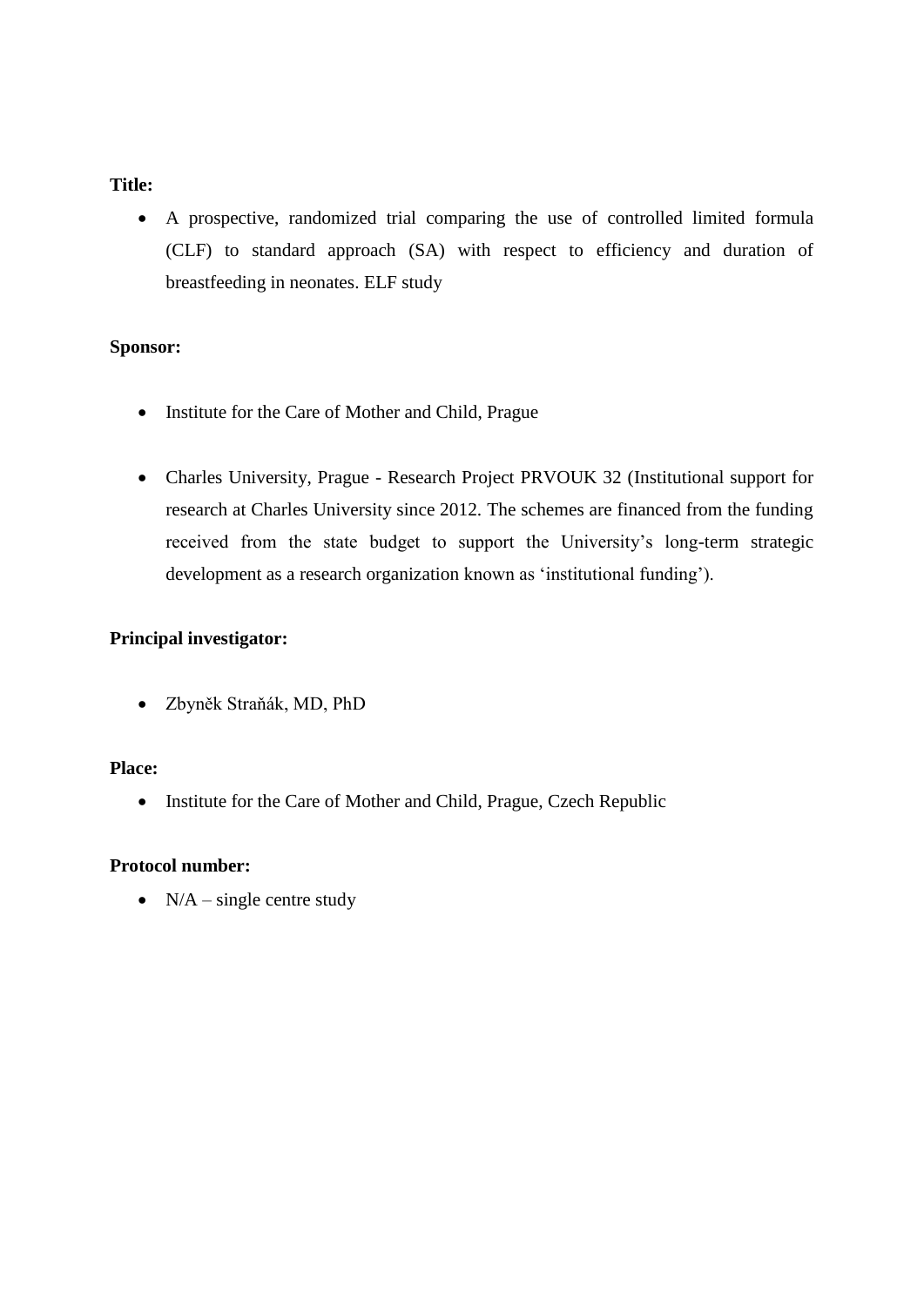**Title:**

- A prospective, randomized trial comparing the use of controlled limited formula (CLF) to standard approach (SA) with respect to efficiency and duration of breastfeeding in neonates. ELF study

**Sponsor:**

- Institute for the Care of Mother and Child, Prague
- Charles University, Prague - Research Project PRVOUK 32 (Institutional support for research at Charles University since 2012. The schemes are financed from the funding received from the state budget to support the University's long-term strategic development as a research organization known as 'institutional funding').

**Principal investigator:**

- Zbyněk Straňák, MD, PhD

**Place:**

- Institute for the Care of Mother and Child, Prague, Czech Republic

**Protocol number:**

- N/A – single centre study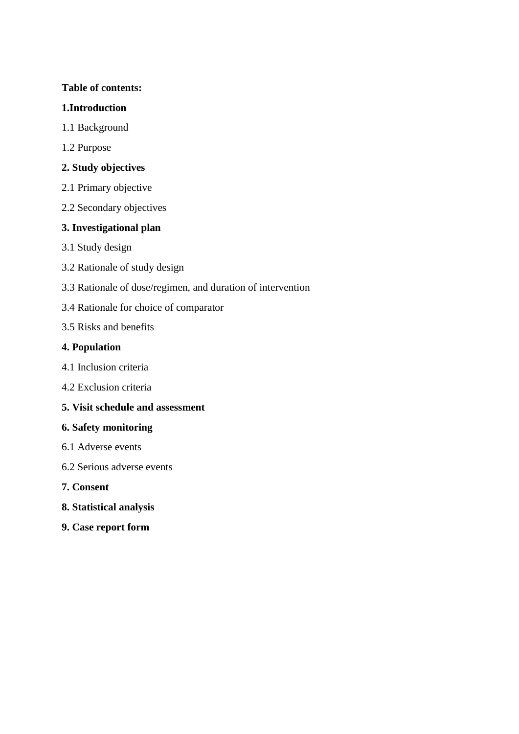**Table of contents:**

**1.Introduction**

1.1 Background

1.2 Purpose

**2. Study objectives**

2.1 Primary objective

2.2 Secondary objectives

**3. Investigational plan**

3.1 Study design

3.2 Rationale of study design

3.3 Rationale of dose/regimen, and duration of intervention

3.4 Rationale for choice of comparator

3.5 Risks and benefits

**4. Population**

4.1 Inclusion criteria

4.2 Exclusion criteria

**5. Visit schedule and assessment**

**6. Safety monitoring**

6.1 Adverse events

6.2 Serious adverse events

**7. Consent**

**8. Statistical analysis**

**9. Case report form**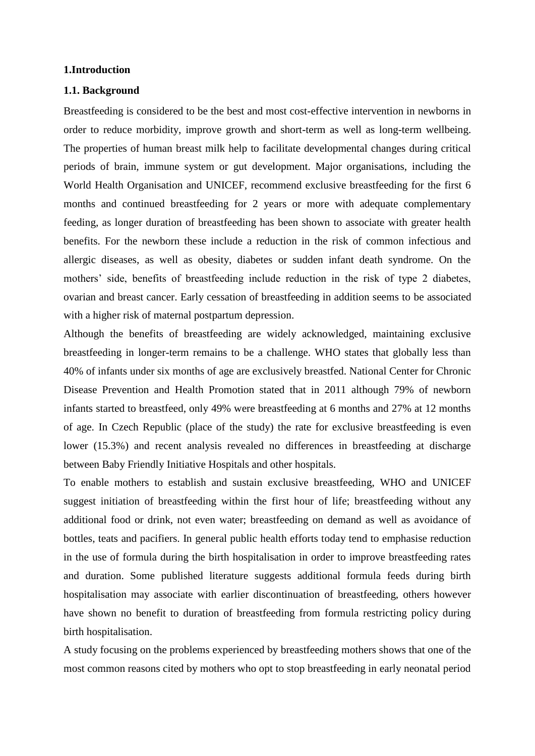## 1.Introduction

### 1.1. Background

Breastfeeding is considered to be the best and most cost-effective intervention in newborns in order to reduce morbidity, improve growth and short-term as well as long-term wellbeing. The properties of human breast milk help to facilitate developmental changes during critical periods of brain, immune system or gut development. Major organisations, including the World Health Organisation and UNICEF, recommend exclusive breastfeeding for the first 6 months and continued breastfeeding for 2 years or more with adequate complementary feeding, as longer duration of breastfeeding has been shown to associate with greater health benefits. For the newborn these include a reduction in the risk of common infectious and allergic diseases, as well as obesity, diabetes or sudden infant death syndrome. On the mothers' side, benefits of breastfeeding include reduction in the risk of type 2 diabetes, ovarian and breast cancer. Early cessation of breastfeeding in addition seems to be associated with a higher risk of maternal postpartum depression.

Although the benefits of breastfeeding are widely acknowledged, maintaining exclusive breastfeeding in longer-term remains to be a challenge. WHO states that globally less than 40% of infants under six months of age are exclusively breastfed. National Center for Chronic Disease Prevention and Health Promotion stated that in 2011 although 79% of newborn infants started to breastfeed, only 49% were breastfeeding at 6 months and 27% at 12 months of age. In Czech Republic (place of the study) the rate for exclusive breastfeeding is even lower (15.3%) and recent analysis revealed no differences in breastfeeding at discharge between Baby Friendly Initiative Hospitals and other hospitals.

To enable mothers to establish and sustain exclusive breastfeeding, WHO and UNICEF suggest initiation of breastfeeding within the first hour of life; breastfeeding without any additional food or drink, not even water; breastfeeding on demand as well as avoidance of bottles, teats and pacifiers. In general public health efforts today tend to emphasise reduction in the use of formula during the birth hospitalisation in order to improve breastfeeding rates and duration. Some published literature suggests additional formula feeds during birth hospitalisation may associate with earlier discontinuation of breastfeeding, others however have shown no benefit to duration of breastfeeding from formula restricting policy during birth hospitalisation.

A study focusing on the problems experienced by breastfeeding mothers shows that one of the most common reasons cited by mothers who opt to stop breastfeeding in early neonatal period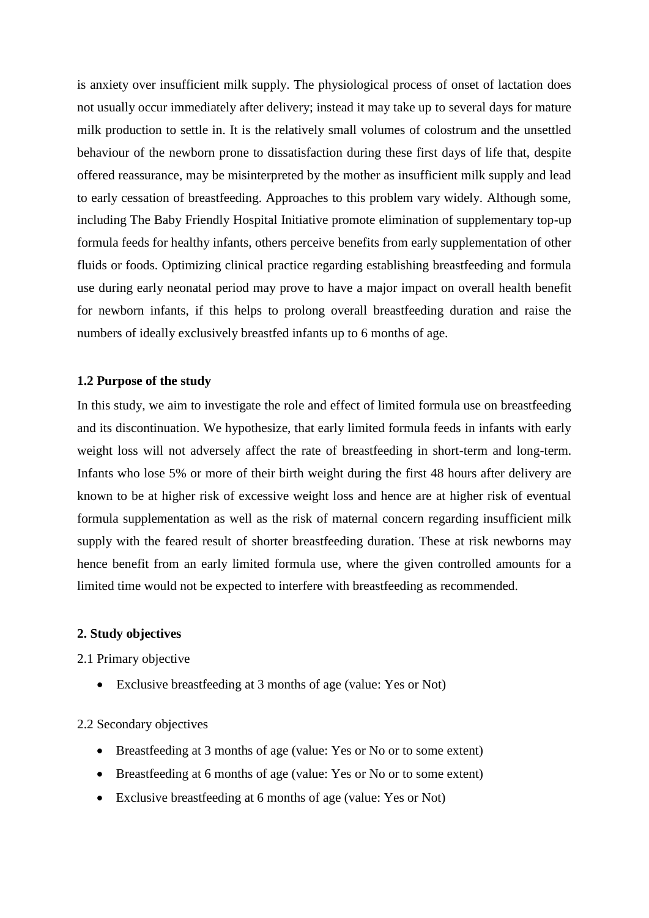is anxiety over insufficient milk supply. The physiological process of onset of lactation does not usually occur immediately after delivery; instead it may take up to several days for mature milk production to settle in. It is the relatively small volumes of colostrum and the unsettled behaviour of the newborn prone to dissatisfaction during these first days of life that, despite offered reassurance, may be misinterpreted by the mother as insufficient milk supply and lead to early cessation of breastfeeding. Approaches to this problem vary widely. Although some, including The Baby Friendly Hospital Initiative promote elimination of supplementary top-up formula feeds for healthy infants, others perceive benefits from early supplementation of other fluids or foods. Optimizing clinical practice regarding establishing breastfeeding and formula use during early neonatal period may prove to have a major impact on overall health benefit for newborn infants, if this helps to prolong overall breastfeeding duration and raise the numbers of ideally exclusively breastfed infants up to 6 months of age.

### 1.2 Purpose of the study

In this study, we aim to investigate the role and effect of limited formula use on breastfeeding and its discontinuation. We hypothesize, that early limited formula feeds in infants with early weight loss will not adversely affect the rate of breastfeeding in short-term and long-term. Infants who lose 5% or more of their birth weight during the first 48 hours after delivery are known to be at higher risk of excessive weight loss and hence are at higher risk of eventual formula supplementation as well as the risk of maternal concern regarding insufficient milk supply with the feared result of shorter breastfeeding duration. These at risk newborns may hence benefit from an early limited formula use, where the given controlled amounts for a limited time would not be expected to interfere with breastfeeding as recommended.

## 2. Study objectives

2.1 Primary objective

- Exclusive breastfeeding at 3 months of age (value: Yes or Not)

2.2 Secondary objectives

- Breastfeeding at 3 months of age (value: Yes or No or to some extent)
- Breastfeeding at 6 months of age (value: Yes or No or to some extent)
- Exclusive breastfeeding at 6 months of age (value: Yes or Not)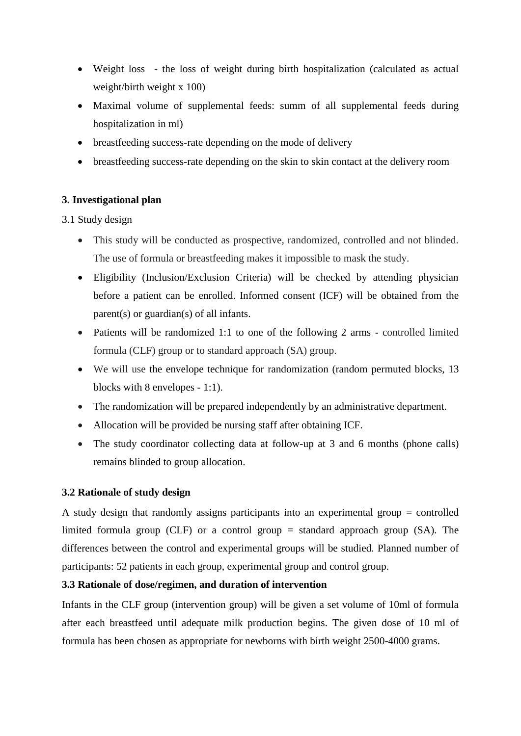- Weight loss - the loss of weight during birth hospitalization (calculated as actual weight/birth weight x 100)
- Maximal volume of supplemental feeds: summ of all supplemental feeds during hospitalization in ml)
- breastfeeding success-rate depending on the mode of delivery
- breastfeeding success-rate depending on the skin to skin contact at the delivery room

**3. Investigational plan**

3.1 Study design

- This study will be conducted as prospective, randomized, controlled and not blinded. The use of formula or breastfeeding makes it impossible to mask the study.
- Eligibility (Inclusion/Exclusion Criteria) will be checked by attending physician before a patient can be enrolled. Informed consent (ICF) will be obtained from the parent(s) or guardian(s) of all infants.
- Patients will be randomized 1:1 to one of the following 2 arms - controlled limited formula (CLF) group or to standard approach (SA) group.
- We will use the envelope technique for randomization (random permuted blocks, 13 blocks with 8 envelopes - 1:1).
- The randomization will be prepared independently by an administrative department.
- Allocation will be provided be nursing staff after obtaining ICF.
- The study coordinator collecting data at follow-up at 3 and 6 months (phone calls) remains blinded to group allocation.

**3.2 Rationale of study design**

A study design that randomly assigns participants into an experimental group = controlled limited formula group (CLF) or a control group = standard approach group (SA). The differences between the control and experimental groups will be studied. Planned number of participants: 52 patients in each group, experimental group and control group.

**3.3 Rationale of dose/regimen, and duration of intervention**

Infants in the CLF group (intervention group) will be given a set volume of 10ml of formula after each breastfeed until adequate milk production begins. The given dose of 10 ml of formula has been chosen as appropriate for newborns with birth weight 2500-4000 grams.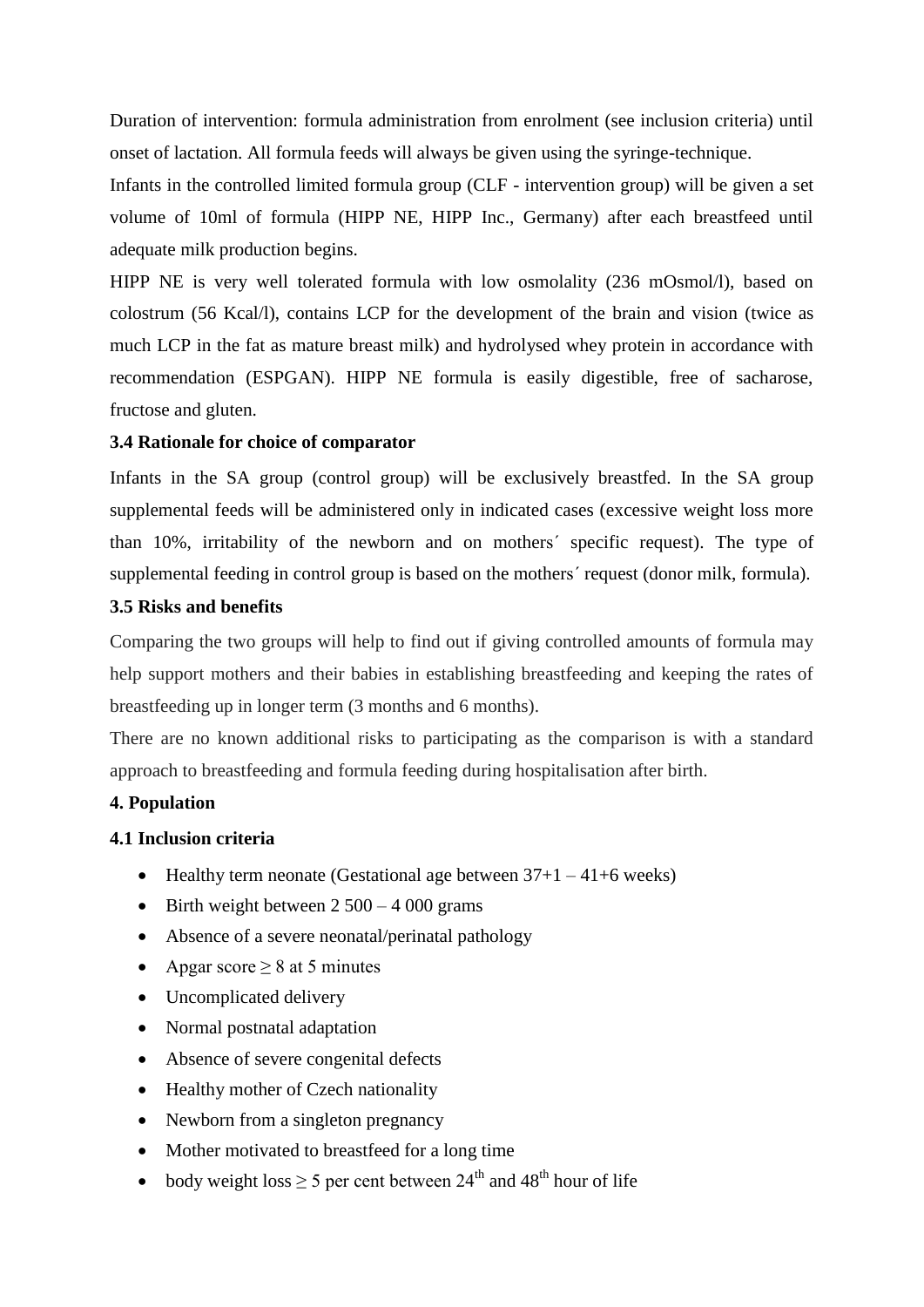Duration of intervention: formula administration from enrolment (see inclusion criteria) until onset of lactation. All formula feeds will always be given using the syringe-technique.

Infants in the controlled limited formula group (CLF - intervention group) will be given a set volume of 10ml of formula (HIPP NE, HIPP Inc., Germany) after each breastfeed until adequate milk production begins.

HIPP NE is very well tolerated formula with low osmolality (236 mOsmol/l), based on colostrum (56 Kcal/l), contains LCP for the development of the brain and vision (twice as much LCP in the fat as mature breast milk) and hydrolysed whey protein in accordance with recommendation (ESPGAN). HIPP NE formula is easily digestible, free of sacharose, fructose and gluten.

### 3.4 Rationale for choice of comparator

Infants in the SA group (control group) will be exclusively breastfed. In the SA group supplemental feeds will be administered only in indicated cases (excessive weight loss more than 10%, irritability of the newborn and on mothers´ specific request). The type of supplemental feeding in control group is based on the mothers´ request (donor milk, formula).

### 3.5 Risks and benefits

Comparing the two groups will help to find out if giving controlled amounts of formula may help support mothers and their babies in establishing breastfeeding and keeping the rates of breastfeeding up in longer term (3 months and 6 months).

There are no known additional risks to participating as the comparison is with a standard approach to breastfeeding and formula feeding during hospitalisation after birth.

## 4. Population

### 4.1 Inclusion criteria

- Healthy term neonate (Gestational age between 37+1 – 41+6 weeks)
- Birth weight between 2 500 – 4 000 grams
- Absence of a severe neonatal/perinatal pathology
- Apgar score ≥ 8 at 5 minutes
- Uncomplicated delivery
- Normal postnatal adaptation
- Absence of severe congenital defects
- Healthy mother of Czech nationality
- Newborn from a singleton pregnancy
- Mother motivated to breastfeed for a long time
- body weight loss ≥ 5 per cent between $24^{th}$ and $48^{th}$ hour of life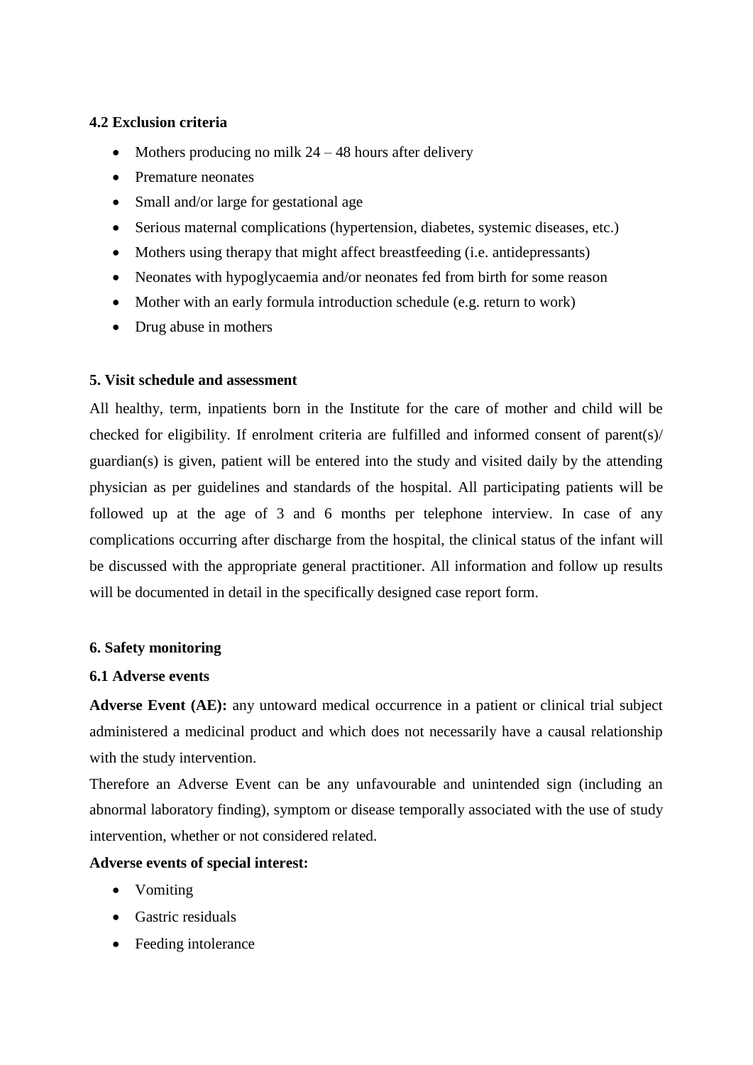### 4.2 Exclusion criteria

- Mothers producing no milk 24 – 48 hours after delivery
- Premature neonates
- Small and/or large for gestational age
- Serious maternal complications (hypertension, diabetes, systemic diseases, etc.)
- Mothers using therapy that might affect breastfeeding (i.e. antidepressants)
- Neonates with hypoglycaemia and/or neonates fed from birth for some reason
- Mother with an early formula introduction schedule (e.g. return to work)
- Drug abuse in mothers

## 5. Visit schedule and assessment

All healthy, term, inpatients born in the Institute for the care of mother and child will be checked for eligibility. If enrolment criteria are fulfilled and informed consent of parent(s)/ guardian(s) is given, patient will be entered into the study and visited daily by the attending physician as per guidelines and standards of the hospital. All participating patients will be followed up at the age of 3 and 6 months per telephone interview. In case of any complications occurring after discharge from the hospital, the clinical status of the infant will be discussed with the appropriate general practitioner. All information and follow up results will be documented in detail in the specifically designed case report form.

## 6. Safety monitoring

### 6.1 Adverse events

**Adverse Event (AE):** any untoward medical occurrence in a patient or clinical trial subject administered a medicinal product and which does not necessarily have a causal relationship with the study intervention.

Therefore an Adverse Event can be any unfavourable and unintended sign (including an abnormal laboratory finding), symptom or disease temporally associated with the use of study intervention, whether or not considered related.

**Adverse events of special interest:**

- Vomiting
- Gastric residuals
- Feeding intolerance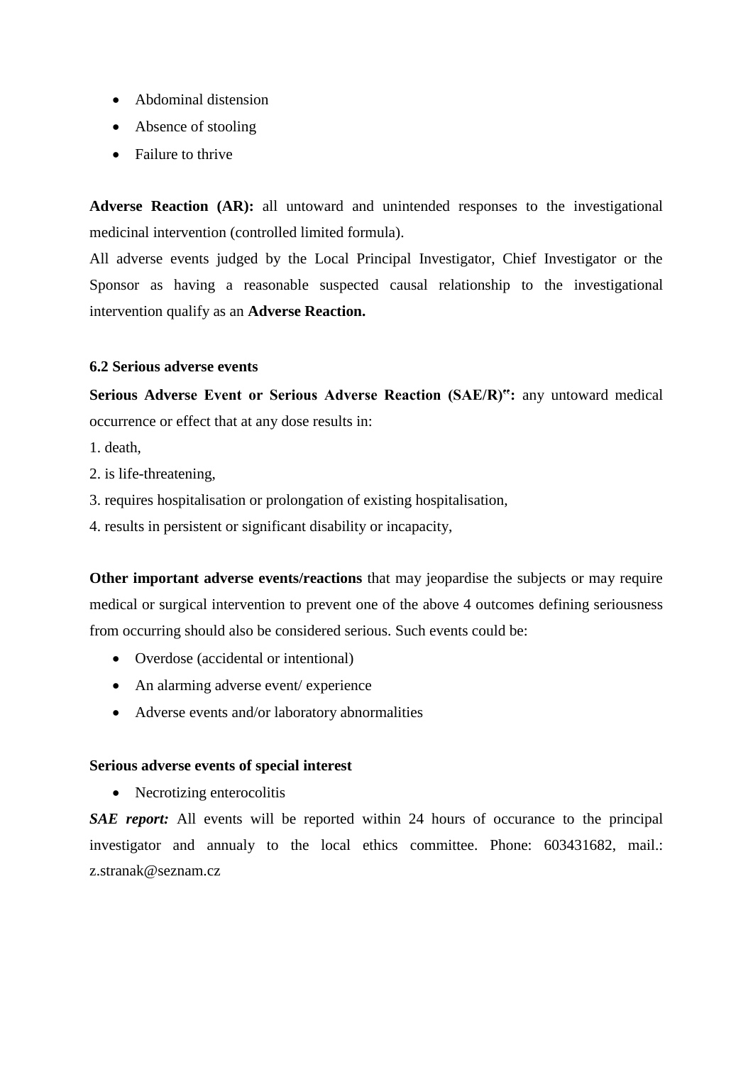- Abdominal distension
- Absence of stooling
- Failure to thrive

**Adverse Reaction (AR):** all untoward and unintended responses to the investigational medicinal intervention (controlled limited formula).

All adverse events judged by the Local Principal Investigator, Chief Investigator or the Sponsor as having a reasonable suspected causal relationship to the investigational intervention qualify as an **Adverse Reaction.**

### 6.2 Serious adverse events

**Serious Adverse Event or Serious Adverse Reaction (SAE/R)**[cc]**:** any untoward medical occurrence or effect that at any dose results in:

1. death,
2. is life-threatening,
3. requires hospitalisation or prolongation of existing hospitalisation,
4. results in persistent or significant disability or incapacity,

**Other important adverse events/reactions** that may jeopardise the subjects or may require medical or surgical intervention to prevent one of the above 4 outcomes defining seriousness from occurring should also be considered serious. Such events could be:

- Overdose (accidental or intentional)
- An alarming adverse event/ experience
- Adverse events and/or laboratory abnormalities

**Serious adverse events of special interest**

- Necrotizing enterocolitis

***SAE report:*** All events will be reported within 24 hours of occurance to the principal investigator and annualy to the local ethics committee. Phone: 603431682, mail.: z.stranak@seznam.cz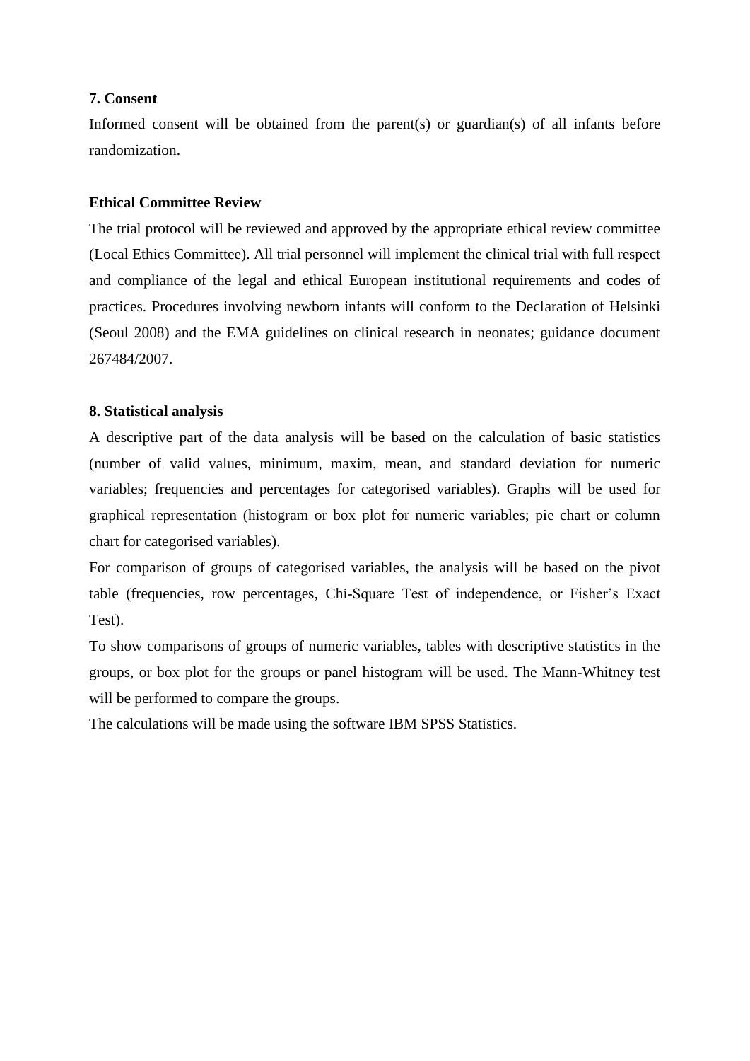**7. Consent**

Informed consent will be obtained from the parent(s) or guardian(s) of all infants before randomization.

**Ethical Committee Review**

The trial protocol will be reviewed and approved by the appropriate ethical review committee (Local Ethics Committee). All trial personnel will implement the clinical trial with full respect and compliance of the legal and ethical European institutional requirements and codes of practices. Procedures involving newborn infants will conform to the Declaration of Helsinki (Seoul 2008) and the EMA guidelines on clinical research in neonates; guidance document 267484/2007.

**8. Statistical analysis**

A descriptive part of the data analysis will be based on the calculation of basic statistics (number of valid values, minimum, maxim, mean, and standard deviation for numeric variables; frequencies and percentages for categorised variables). Graphs will be used for graphical representation (histogram or box plot for numeric variables; pie chart or column chart for categorised variables).

For comparison of groups of categorised variables, the analysis will be based on the pivot table (frequencies, row percentages, Chi-Square Test of independence, or Fisher's Exact Test).

To show comparisons of groups of numeric variables, tables with descriptive statistics in the groups, or box plot for the groups or panel histogram will be used. The Mann-Whitney test will be performed to compare the groups.

The calculations will be made using the software IBM SPSS Statistics.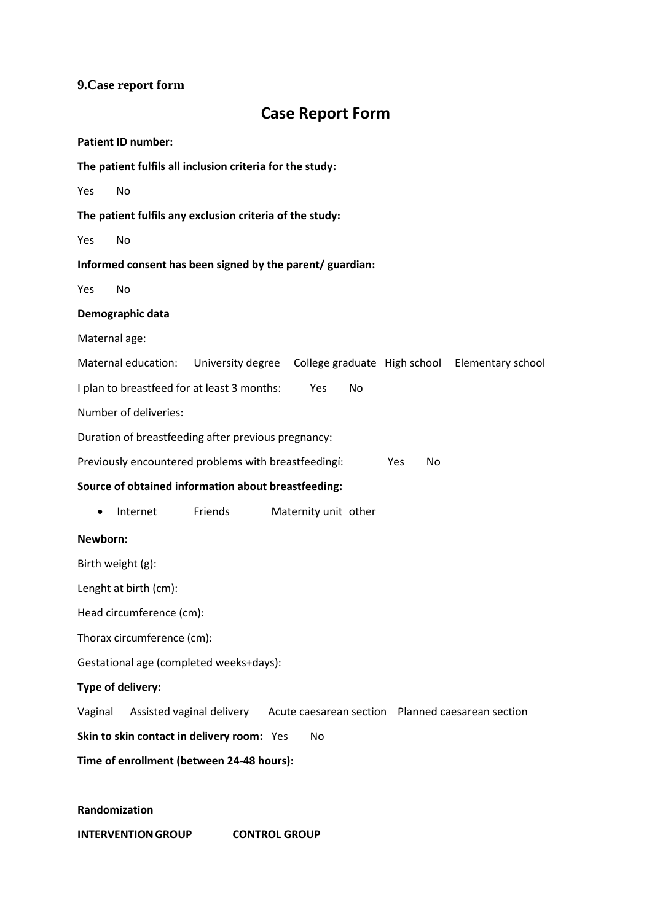**9.Case report form**

# Case Report Form

**Patient ID number:**

**The patient fulfils all inclusion criteria for the study:**

Yes No

**The patient fulfils any exclusion criteria of the study:**

Yes No

**Informed consent has been signed by the parent/ guardian:**

Yes No

**Demographic data**

Maternal age:

Maternal education: University degree College graduate High school Elementary school

I plan to breastfeed for at least 3 months: Yes No

Number of deliveries:

Duration of breastfeeding after previous pregnancy:

Previously encountered problems with breastfeedingí: Yes No

**Source of obtained information about breastfeeding:**

- Internet Friends Maternity unit other

**Newborn:**

Birth weight (g):

Lenght at birth (cm):

Head circumference (cm):

Thorax circumference (cm):

Gestational age (completed weeks+days):

**Type of delivery:**

Vaginal Assisted vaginal delivery Acute caesarean section Planned caesarean section

**Skin to skin contact in delivery room:** Yes No

**Time of enrollment (between 24-48 hours):**

**Randomization**

**INTERVENTION GROUP CONTROL GROUP**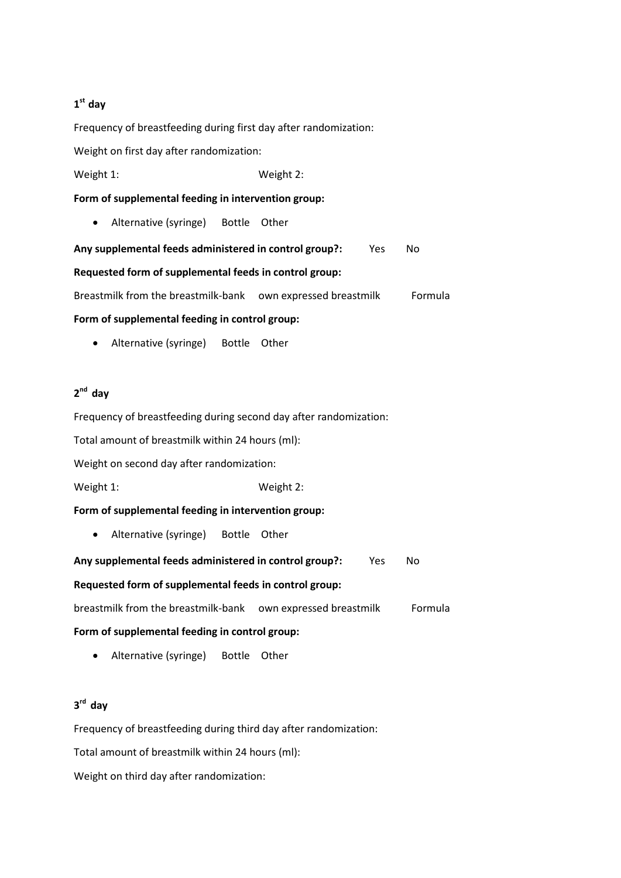**1st day**

Frequency of breastfeeding during first day after randomization:

Weight on first day after randomization:

Weight 1: Weight 2:

**Form of supplemental feeding in intervention group:**

- Alternative (syringe) Bottle Other

**Any supplemental feeds administered in control group?:** Yes No

**Requested form of supplemental feeds in control group:**

Breastmilk from the breastmilk-bank own expressed breastmilk Formula

**Form of supplemental feeding in control group:**

- Alternative (syringe) Bottle Other

**2nd day**

Frequency of breastfeeding during second day after randomization:

Total amount of breastmilk within 24 hours (ml):

Weight on second day after randomization:

Weight 1: Weight 2:

**Form of supplemental feeding in intervention group:**

- Alternative (syringe) Bottle Other

**Any supplemental feeds administered in control group?:** Yes No

**Requested form of supplemental feeds in control group:**

breastmilk from the breastmilk-bank own expressed breastmilk Formula

**Form of supplemental feeding in control group:**

- Alternative (syringe) Bottle Other

**3rd day**

Frequency of breastfeeding during third day after randomization:

Total amount of breastmilk within 24 hours (ml):

Weight on third day after randomization: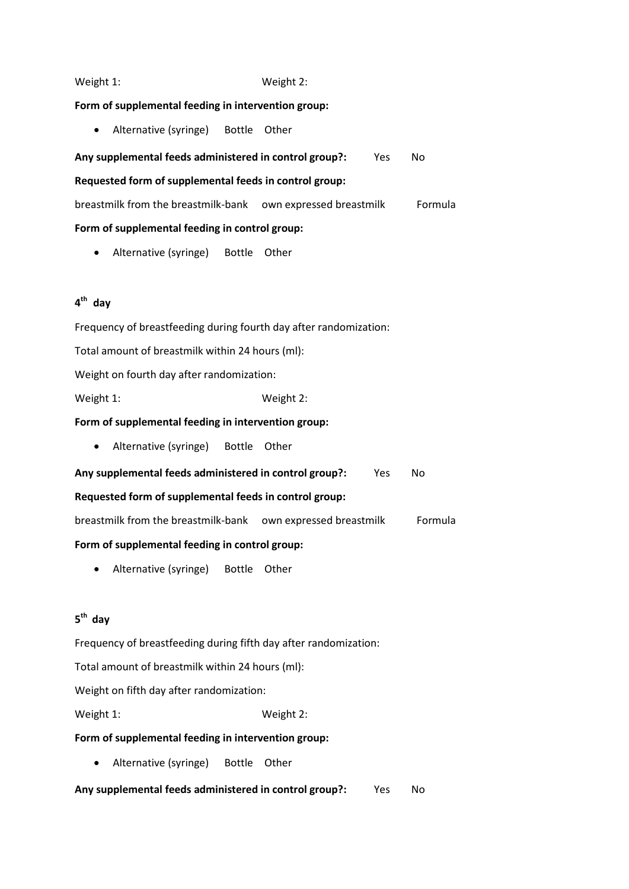Weight 1: Weight 2:

**Form of supplemental feeding in intervention group:**

- Alternative (syringe) Bottle Other

**Any supplemental feeds administered in control group?:** Yes No

**Requested form of supplemental feeds in control group:**

breastmilk from the breastmilk-bank own expressed breastmilk Formula

**Form of supplemental feeding in control group:**

- Alternative (syringe) Bottle Other

## 4th day

Frequency of breastfeeding during fourth day after randomization:

Total amount of breastmilk within 24 hours (ml):

Weight on fourth day after randomization:

Weight 1: Weight 2:

**Form of supplemental feeding in intervention group:**

- Alternative (syringe) Bottle Other

**Any supplemental feeds administered in control group?:** Yes No

**Requested form of supplemental feeds in control group:**

breastmilk from the breastmilk-bank own expressed breastmilk Formula

**Form of supplemental feeding in control group:**

- Alternative (syringe) Bottle Other

## 5th day

Frequency of breastfeeding during fifth day after randomization:

Total amount of breastmilk within 24 hours (ml):

Weight on fifth day after randomization:

Weight 1: Weight 2:

**Form of supplemental feeding in intervention group:**

- Alternative (syringe) Bottle Other

**Any supplemental feeds administered in control group?:** Yes No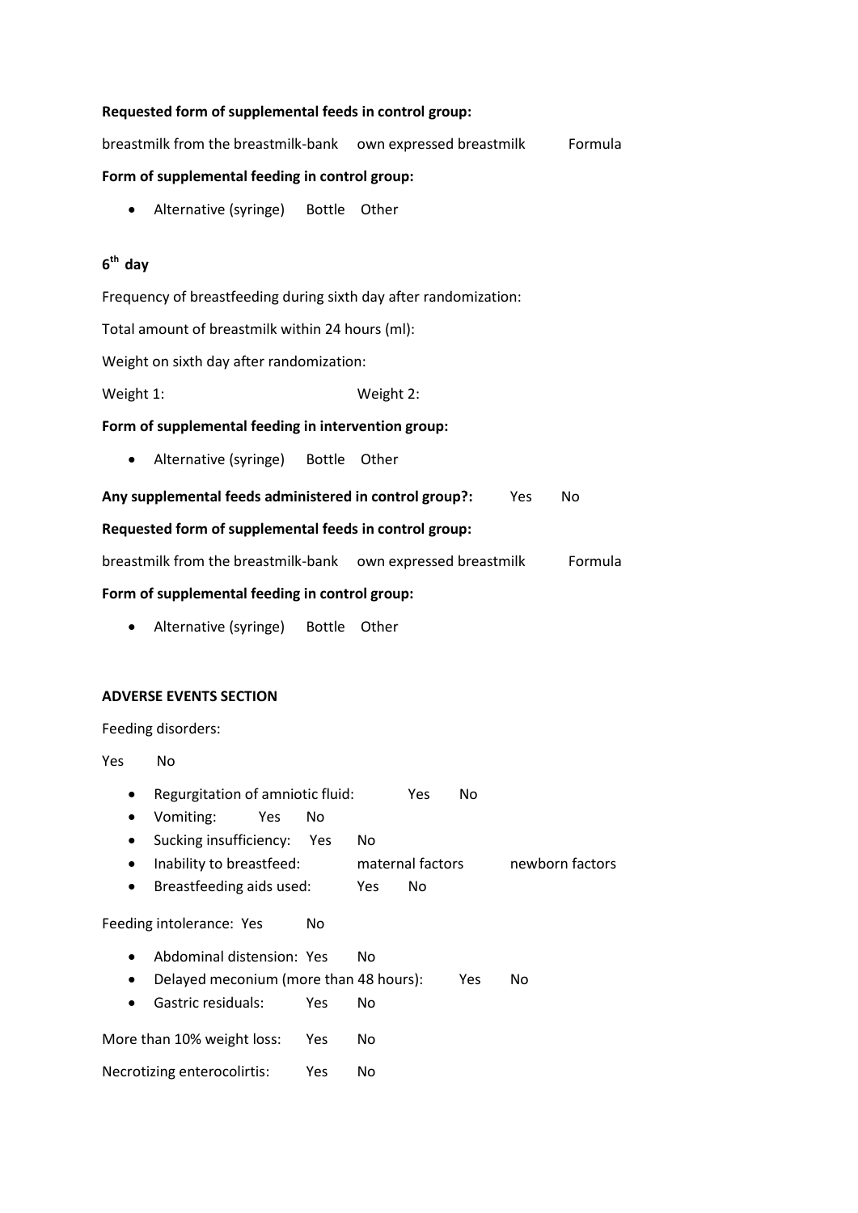**Requested form of supplemental feeds in control group:**

breastmilk from the breastmilk-bank    own expressed breastmilk    Formula

**Form of supplemental feeding in control group:**

- Alternative (syringe)    Bottle    Other

## 6th day

Frequency of breastfeeding during sixth day after randomization:

Total amount of breastmilk within 24 hours (ml):

Weight on sixth day after randomization:

Weight 1:    Weight 2:

**Form of supplemental feeding in intervention group:**

- Alternative (syringe)    Bottle    Other

**Any supplemental feeds administered in control group?:**    Yes    No

**Requested form of supplemental feeds in control group:**

breastmilk from the breastmilk-bank    own expressed breastmilk    Formula

**Form of supplemental feeding in control group:**

- Alternative (syringe)    Bottle    Other

**ADVERSE EVENTS SECTION**

Feeding disorders:

Yes    No

- Regurgitation of amniotic fluid:    Yes    No
- Vomiting:    Yes    No
- Sucking insufficiency:    Yes    No
- Inability to breastfeed:    maternal factors    newborn factors
- Breastfeeding aids used:    Yes    No

Feeding intolerance:  Yes    No

- Abdominal distension:  Yes    No
- Delayed meconium (more than 48 hours):    Yes    No
- Gastric residuals:    Yes    No

More than 10% weight loss:    Yes    No

Necrotizing enterocolirtis:    Yes    No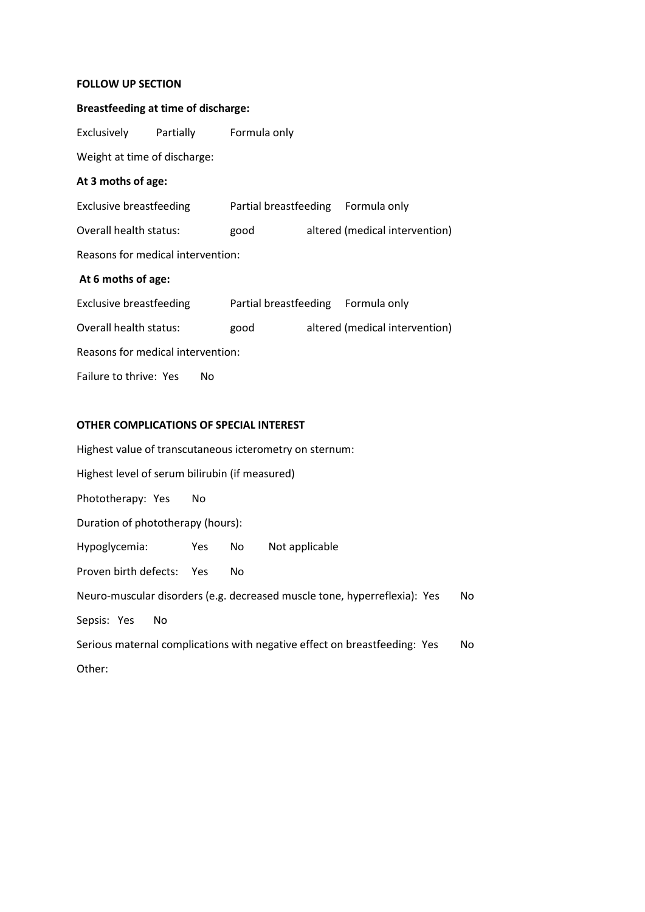**FOLLOW UP SECTION**

**Breastfeeding at time of discharge:**

Exclusively Partially Formula only

Weight at time of discharge:

**At 3 moths of age:**

Exclusive breastfeeding Partial breastfeeding Formula only

Overall health status: good altered (medical intervention)

Reasons for medical intervention:

**At 6 moths of age:**

Exclusive breastfeeding Partial breastfeeding Formula only

Overall health status: good altered (medical intervention)

Reasons for medical intervention:

Failure to thrive: Yes No

**OTHER COMPLICATIONS OF SPECIAL INTEREST**

Highest value of transcutaneous icterometry on sternum:

Highest level of serum bilirubin (if measured)

Phototherapy: Yes No

Duration of phototherapy (hours):

Hypoglycemia: Yes No Not applicable

Proven birth defects: Yes No

Neuro-muscular disorders (e.g. decreased muscle tone, hyperreflexia): Yes No

Sepsis: Yes No

Serious maternal complications with negative effect on breastfeeding: Yes No

Other: